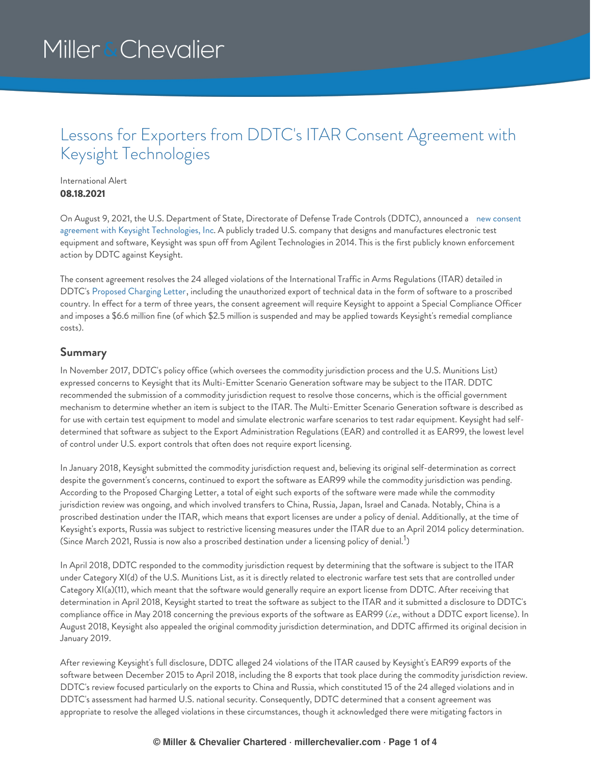Miller & Chevalier

# Lessons for Exporters from DDTC's ITAR Consent Agreement with Keysight Technologies

International Alert
**08.18.2021**

On August 9, 2021, the U.S. Department of State, Directorate of Defense Trade Controls (DDTC), announced a new consent agreement with Keysight Technologies, Inc. A publicly traded U.S. company that designs and manufactures electronic test equipment and software, Keysight was spun off from Agilent Technologies in 2014. This is the first publicly known enforcement action by DDTC against Keysight.

The consent agreement resolves the 24 alleged violations of the International Traffic in Arms Regulations (ITAR) detailed in DDTC's Proposed Charging Letter, including the unauthorized export of technical data in the form of software to a proscribed country. In effect for a term of three years, the consent agreement will require Keysight to appoint a Special Compliance Officer and imposes a $6.6 million fine (of which $2.5 million is suspended and may be applied towards Keysight's remedial compliance costs).

## Summary

In November 2017, DDTC's policy office (which oversees the commodity jurisdiction process and the U.S. Munitions List) expressed concerns to Keysight that its Multi-Emitter Scenario Generation software may be subject to the ITAR. DDTC recommended the submission of a commodity jurisdiction request to resolve those concerns, which is the official government mechanism to determine whether an item is subject to the ITAR. The Multi-Emitter Scenario Generation software is described as for use with certain test equipment to model and simulate electronic warfare scenarios to test radar equipment. Keysight had self-determined that software as subject to the Export Administration Regulations (EAR) and controlled it as EAR99, the lowest level of control under U.S. export controls that often does not require export licensing.

In January 2018, Keysight submitted the commodity jurisdiction request and, believing its original self-determination as correct despite the government's concerns, continued to export the software as EAR99 while the commodity jurisdiction was pending. According to the Proposed Charging Letter, a total of eight such exports of the software were made while the commodity jurisdiction review was ongoing, and which involved transfers to China, Russia, Japan, Israel and Canada. Notably, China is a proscribed destination under the ITAR, which means that export licenses are under a policy of denial. Additionally, at the time of Keysight's exports, Russia was subject to restrictive licensing measures under the ITAR due to an April 2014 policy determination. (Since March 2021, Russia is now also a proscribed destination under a licensing policy of denial.[1])

In April 2018, DDTC responded to the commodity jurisdiction request by determining that the software is subject to the ITAR under Category XI(d) of the U.S. Munitions List, as it is directly related to electronic warfare test sets that are controlled under Category XI(a)(11), which meant that the software would generally require an export license from DDTC. After receiving that determination in April 2018, Keysight started to treat the software as subject to the ITAR and it submitted a disclosure to DDTC's compliance office in May 2018 concerning the previous exports of the software as EAR99 (*i.e.*, without a DDTC export license). In August 2018, Keysight also appealed the original commodity jurisdiction determination, and DDTC affirmed its original decision in January 2019.

After reviewing Keysight's full disclosure, DDTC alleged 24 violations of the ITAR caused by Keysight's EAR99 exports of the software between December 2015 to April 2018, including the 8 exports that took place during the commodity jurisdiction review. DDTC's review focused particularly on the exports to China and Russia, which constituted 15 of the 24 alleged violations and in DDTC's assessment had harmed U.S. national security. Consequently, DDTC determined that a consent agreement was appropriate to resolve the alleged violations in these circumstances, though it acknowledged there were mitigating factors in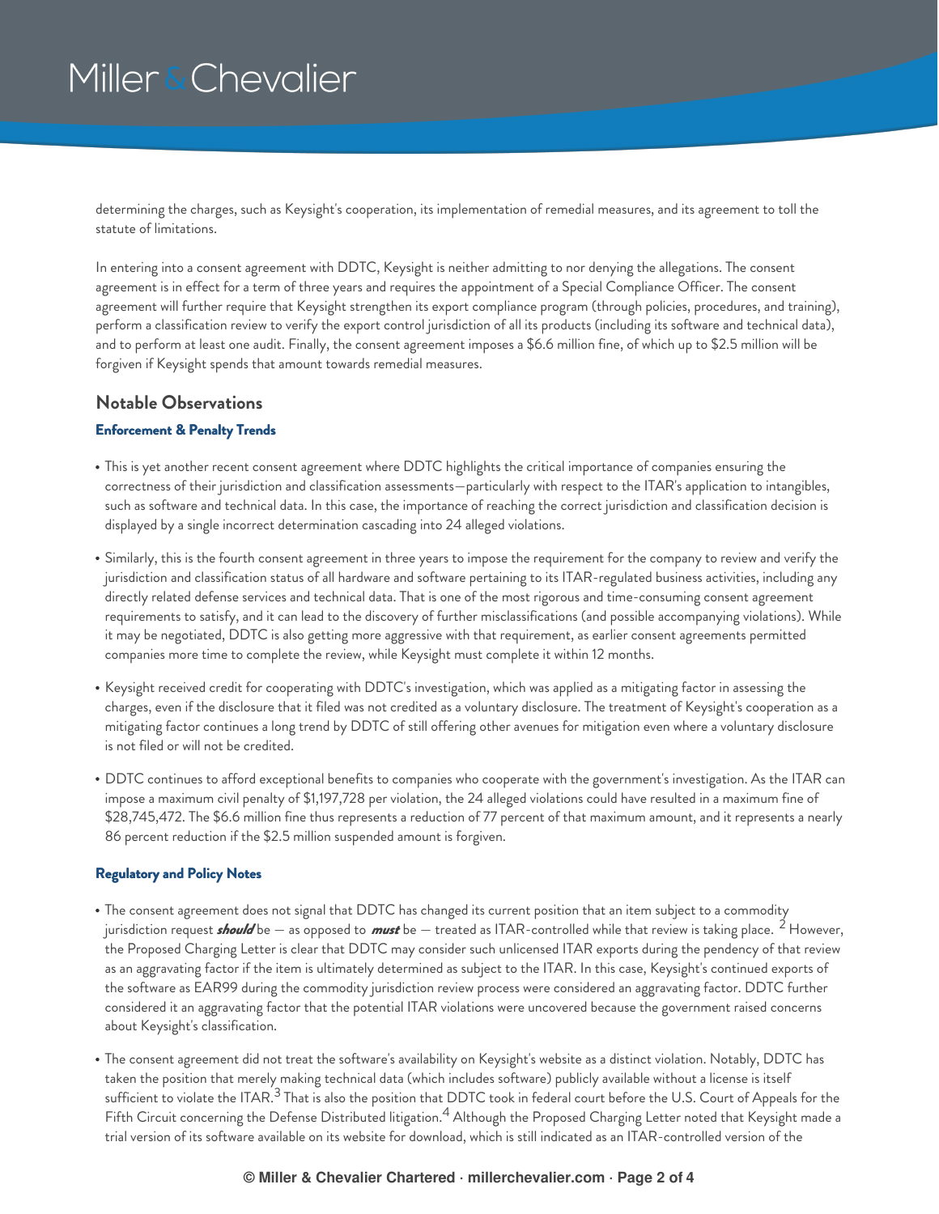determining the charges, such as Keysight's cooperation, its implementation of remedial measures, and its agreement to toll the statute of limitations.

In entering into a consent agreement with DDTC, Keysight is neither admitting to nor denying the allegations. The consent agreement is in effect for a term of three years and requires the appointment of a Special Compliance Officer. The consent agreement will further require that Keysight strengthen its export compliance program (through policies, procedures, and training), perform a classification review to verify the export control jurisdiction of all its products (including its software and technical data), and to perform at least one audit. Finally, the consent agreement imposes a $6.6 million fine, of which up to $2.5 million will be forgiven if Keysight spends that amount towards remedial measures.

## Notable Observations

### Enforcement & Penalty Trends

- This is yet another recent consent agreement where DDTC highlights the critical importance of companies ensuring the correctness of their jurisdiction and classification assessments—particularly with respect to the ITAR's application to intangibles, such as software and technical data. In this case, the importance of reaching the correct jurisdiction and classification decision is displayed by a single incorrect determination cascading into 24 alleged violations.
- Similarly, this is the fourth consent agreement in three years to impose the requirement for the company to review and verify the jurisdiction and classification status of all hardware and software pertaining to its ITAR-regulated business activities, including any directly related defense services and technical data. That is one of the most rigorous and time-consuming consent agreement requirements to satisfy, and it can lead to the discovery of further misclassifications (and possible accompanying violations). While it may be negotiated, DDTC is also getting more aggressive with that requirement, as earlier consent agreements permitted companies more time to complete the review, while Keysight must complete it within 12 months.
- Keysight received credit for cooperating with DDTC's investigation, which was applied as a mitigating factor in assessing the charges, even if the disclosure that it filed was not credited as a voluntary disclosure. The treatment of Keysight's cooperation as a mitigating factor continues a long trend by DDTC of still offering other avenues for mitigation even where a voluntary disclosure is not filed or will not be credited.
- DDTC continues to afford exceptional benefits to companies who cooperate with the government's investigation. As the ITAR can impose a maximum civil penalty of $1,197,728 per violation, the 24 alleged violations could have resulted in a maximum fine of $28,745,472. The $6.6 million fine thus represents a reduction of 77 percent of that maximum amount, and it represents a nearly 86 percent reduction if the $2.5 million suspended amount is forgiven.

### Regulatory and Policy Notes

- The consent agreement does not signal that DDTC has changed its current position that an item subject to a commodity jurisdiction request ***should*** be — as opposed to ***must*** be — treated as ITAR-controlled while that review is taking place. [2] However, the Proposed Charging Letter is clear that DDTC may consider such unlicensed ITAR exports during the pendency of that review as an aggravating factor if the item is ultimately determined as subject to the ITAR. In this case, Keysight's continued exports of the software as EAR99 during the commodity jurisdiction review process were considered an aggravating factor. DDTC further considered it an aggravating factor that the potential ITAR violations were uncovered because the government raised concerns about Keysight's classification.
- The consent agreement did not treat the software's availability on Keysight's website as a distinct violation. Notably, DDTC has taken the position that merely making technical data (which includes software) publicly available without a license is itself sufficient to violate the ITAR.[3] That is also the position that DDTC took in federal court before the U.S. Court of Appeals for the Fifth Circuit concerning the Defense Distributed litigation.[4] Although the Proposed Charging Letter noted that Keysight made a trial version of its software available on its website for download, which is still indicated as an ITAR-controlled version of the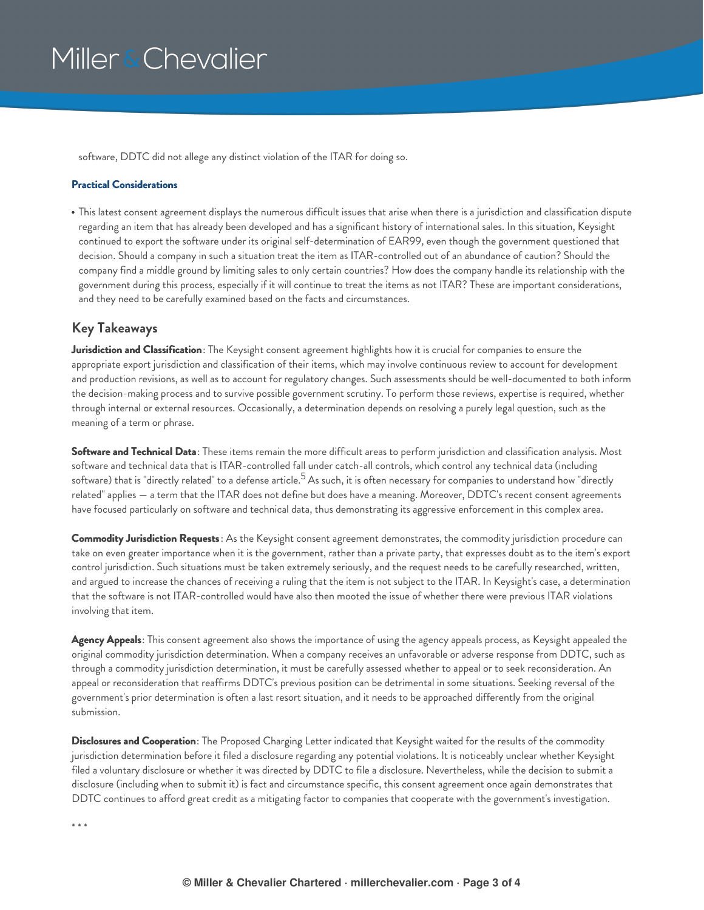software, DDTC did not allege any distinct violation of the ITAR for doing so.

**Practical Considerations**

- This latest consent agreement displays the numerous difficult issues that arise when there is a jurisdiction and classification dispute regarding an item that has already been developed and has a significant history of international sales. In this situation, Keysight continued to export the software under its original self-determination of EAR99, even though the government questioned that decision. Should a company in such a situation treat the item as ITAR-controlled out of an abundance of caution? Should the company find a middle ground by limiting sales to only certain countries? How does the company handle its relationship with the government during this process, especially if it will continue to treat the items as not ITAR? These are important considerations, and they need to be carefully examined based on the facts and circumstances.

## Key Takeaways

**Jurisdiction and Classification**: The Keysight consent agreement highlights how it is crucial for companies to ensure the appropriate export jurisdiction and classification of their items, which may involve continuous review to account for development and production revisions, as well as to account for regulatory changes. Such assessments should be well-documented to both inform the decision-making process and to survive possible government scrutiny. To perform those reviews, expertise is required, whether through internal or external resources. Occasionally, a determination depends on resolving a purely legal question, such as the meaning of a term or phrase.

**Software and Technical Data**: These items remain the more difficult areas to perform jurisdiction and classification analysis. Most software and technical data that is ITAR-controlled fall under catch-all controls, which control any technical data (including software) that is "directly related" to a defense article.[5] As such, it is often necessary for companies to understand how "directly related" applies — a term that the ITAR does not define but does have a meaning. Moreover, DDTC's recent consent agreements have focused particularly on software and technical data, thus demonstrating its aggressive enforcement in this complex area.

**Commodity Jurisdiction Requests**: As the Keysight consent agreement demonstrates, the commodity jurisdiction procedure can take on even greater importance when it is the government, rather than a private party, that expresses doubt as to the item's export control jurisdiction. Such situations must be taken extremely seriously, and the request needs to be carefully researched, written, and argued to increase the chances of receiving a ruling that the item is not subject to the ITAR. In Keysight's case, a determination that the software is not ITAR-controlled would have also then mooted the issue of whether there were previous ITAR violations involving that item.

**Agency Appeals**: This consent agreement also shows the importance of using the agency appeals process, as Keysight appealed the original commodity jurisdiction determination. When a company receives an unfavorable or adverse response from DDTC, such as through a commodity jurisdiction determination, it must be carefully assessed whether to appeal or to seek reconsideration. An appeal or reconsideration that reaffirms DDTC's previous position can be detrimental in some situations. Seeking reversal of the government's prior determination is often a last resort situation, and it needs to be approached differently from the original submission.

**Disclosures and Cooperation**: The Proposed Charging Letter indicated that Keysight waited for the results of the commodity jurisdiction determination before it filed a disclosure regarding any potential violations. It is noticeably unclear whether Keysight filed a voluntary disclosure or whether it was directed by DDTC to file a disclosure. Nevertheless, while the decision to submit a disclosure (including when to submit it) is fact and circumstance specific, this consent agreement once again demonstrates that DDTC continues to afford great credit as a mitigating factor to companies that cooperate with the government's investigation.

\* \* \*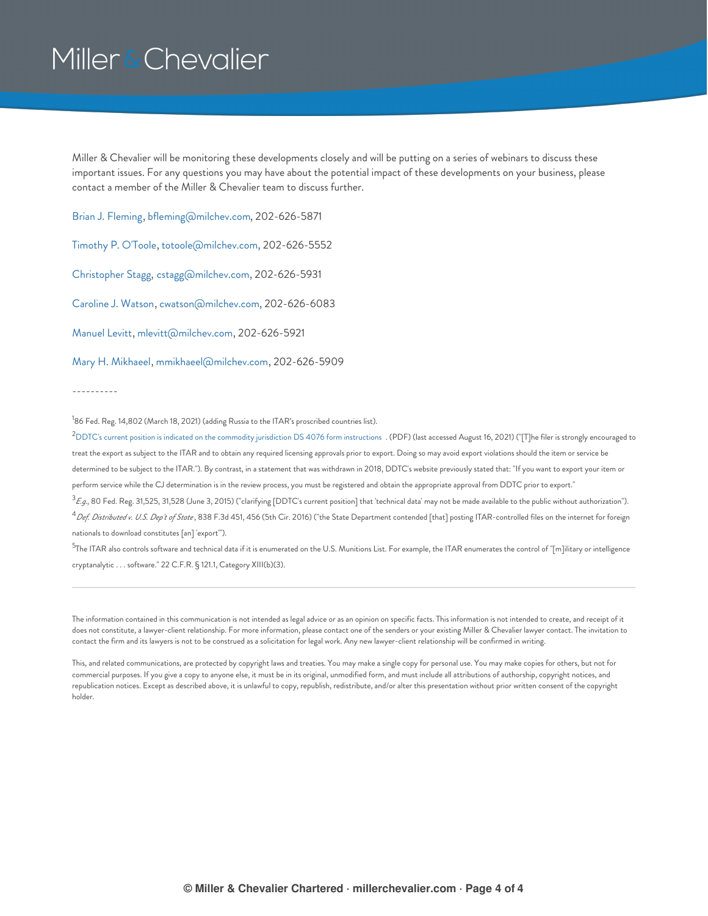Miller & Chevalier will be monitoring these developments closely and will be putting on a series of webinars to discuss these important issues. For any questions you may have about the potential impact of these developments on your business, please contact a member of the Miller & Chevalier team to discuss further.

Brian J. Fleming, bfleming@milchev.com, 202-626-5871

Timothy P. O'Toole, totoole@milchev.com, 202-626-5552

Christopher Stagg, cstagg@milchev.com, 202-626-5931

Caroline J. Watson, cwatson@milchev.com, 202-626-6083

Manuel Levitt, mlevitt@milchev.com, 202-626-5921

Mary H. Mikhaeel, mmikhaeel@milchev.com, 202-626-5909

----------

[1] 86 Fed. Reg. 14,802 (March 18, 2021) (adding Russia to the ITAR's proscribed countries list).

[2] DDTC's current position is indicated on the commodity jurisdiction DS 4076 form instructions . (PDF) (last accessed August 16, 2021) ("[T]he filer is strongly encouraged to treat the export as subject to the ITAR and to obtain any required licensing approvals prior to export. Doing so may avoid export violations should the item or service be determined to be subject to the ITAR."). By contrast, in a statement that was withdrawn in 2018, DDTC's website previously stated that: "If you want to export your item or perform service while the CJ determination is in the review process, you must be registered and obtain the appropriate approval from DDTC prior to export."

[3] *E.g.*, 80 Fed. Reg. 31,525, 31,528 (June 3, 2015) ("clarifying [DDTC's current position] that 'technical data' may not be made available to the public without authorization").

[4] *Def. Distributed v. U.S. Dep't of State*, 838 F.3d 451, 456 (5th Cir. 2016) ("the State Department contended [that] posting ITAR-controlled files on the internet for foreign nationals to download constitutes [an] 'export'").

[5] The ITAR also controls software and technical data if it is enumerated on the U.S. Munitions List. For example, the ITAR enumerates the control of "[m]ilitary or intelligence cryptanalytic . . . software." 22 C.F.R. § 121.1, Category XIII(b)(3).

---

The information contained in this communication is not intended as legal advice or as an opinion on specific facts. This information is not intended to create, and receipt of it does not constitute, a lawyer-client relationship. For more information, please contact one of the senders or your existing Miller & Chevalier lawyer contact. The invitation to contact the firm and its lawyers is not to be construed as a solicitation for legal work. Any new lawyer-client relationship will be confirmed in writing.

This, and related communications, are protected by copyright laws and treaties. You may make a single copy for personal use. You may make copies for others, but not for commercial purposes. If you give a copy to anyone else, it must be in its original, unmodified form, and must include all attributions of authorship, copyright notices, and republication notices. Except as described above, it is unlawful to copy, republish, redistribute, and/or alter this presentation without prior written consent of the copyright holder.